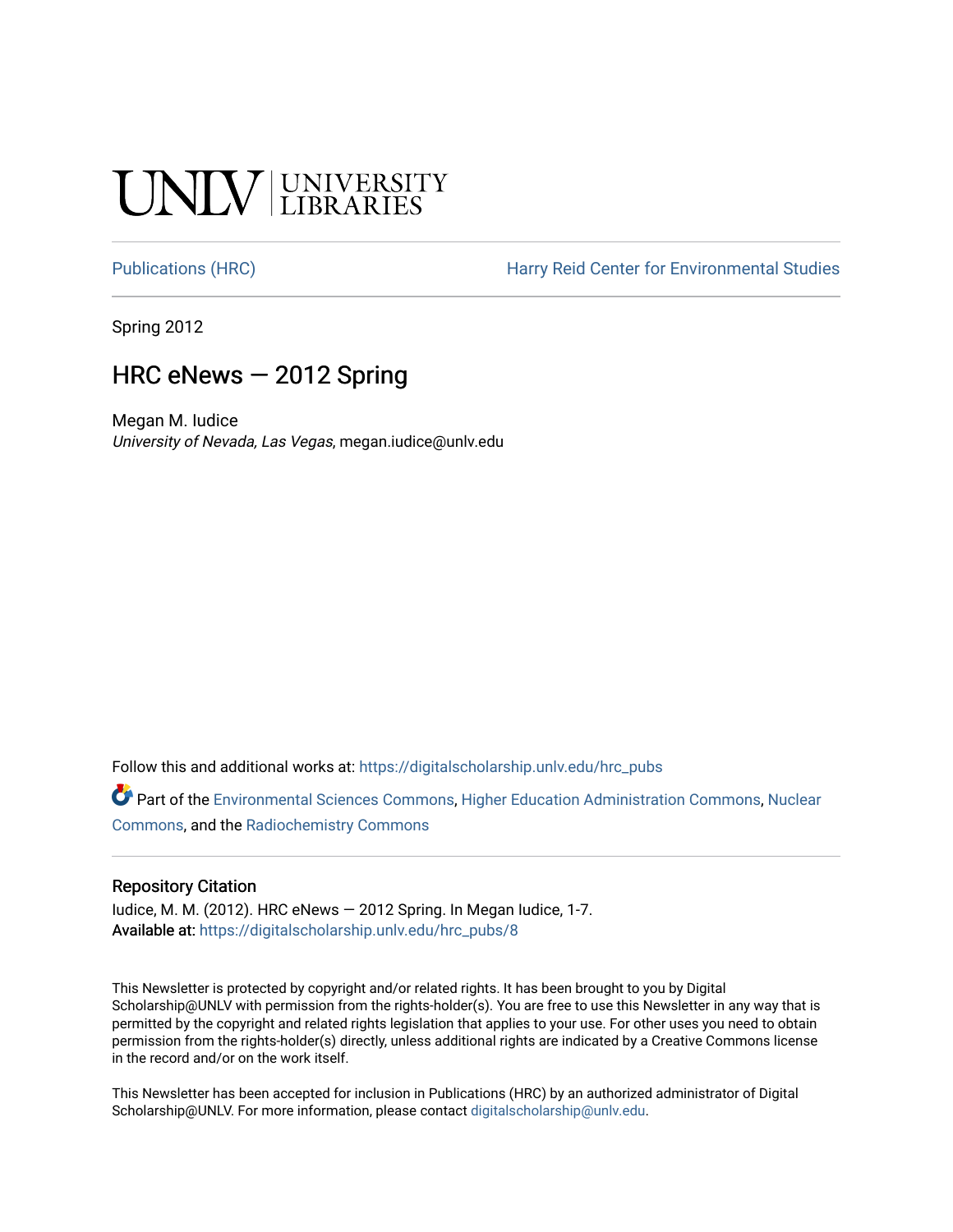UNLV | UNIVERSITY LIBRARIES

Publications (HRC) Harry Reid Center for Environmental Studies

Spring 2012

# HRC eNews — 2012 Spring

Megan M. Iudice
*University of Nevada, Las Vegas*, megan.iudice@unlv.edu

Follow this and additional works at: https://digitalscholarship.unlv.edu/hrc_pubs

Part of the Environmental Sciences Commons, Higher Education Administration Commons, Nuclear Commons, and the Radiochemistry Commons

## Repository Citation

Iudice, M. M. (2012). HRC eNews — 2012 Spring. In Megan Iudice, 1-7.
**Available at:** https://digitalscholarship.unlv.edu/hrc_pubs/8

This Newsletter is protected by copyright and/or related rights. It has been brought to you by Digital Scholarship@UNLV with permission from the rights-holder(s). You are free to use this Newsletter in any way that is permitted by the copyright and related rights legislation that applies to your use. For other uses you need to obtain permission from the rights-holder(s) directly, unless additional rights are indicated by a Creative Commons license in the record and/or on the work itself.

This Newsletter has been accepted for inclusion in Publications (HRC) by an authorized administrator of Digital Scholarship@UNLV. For more information, please contact digitalscholarship@unlv.edu.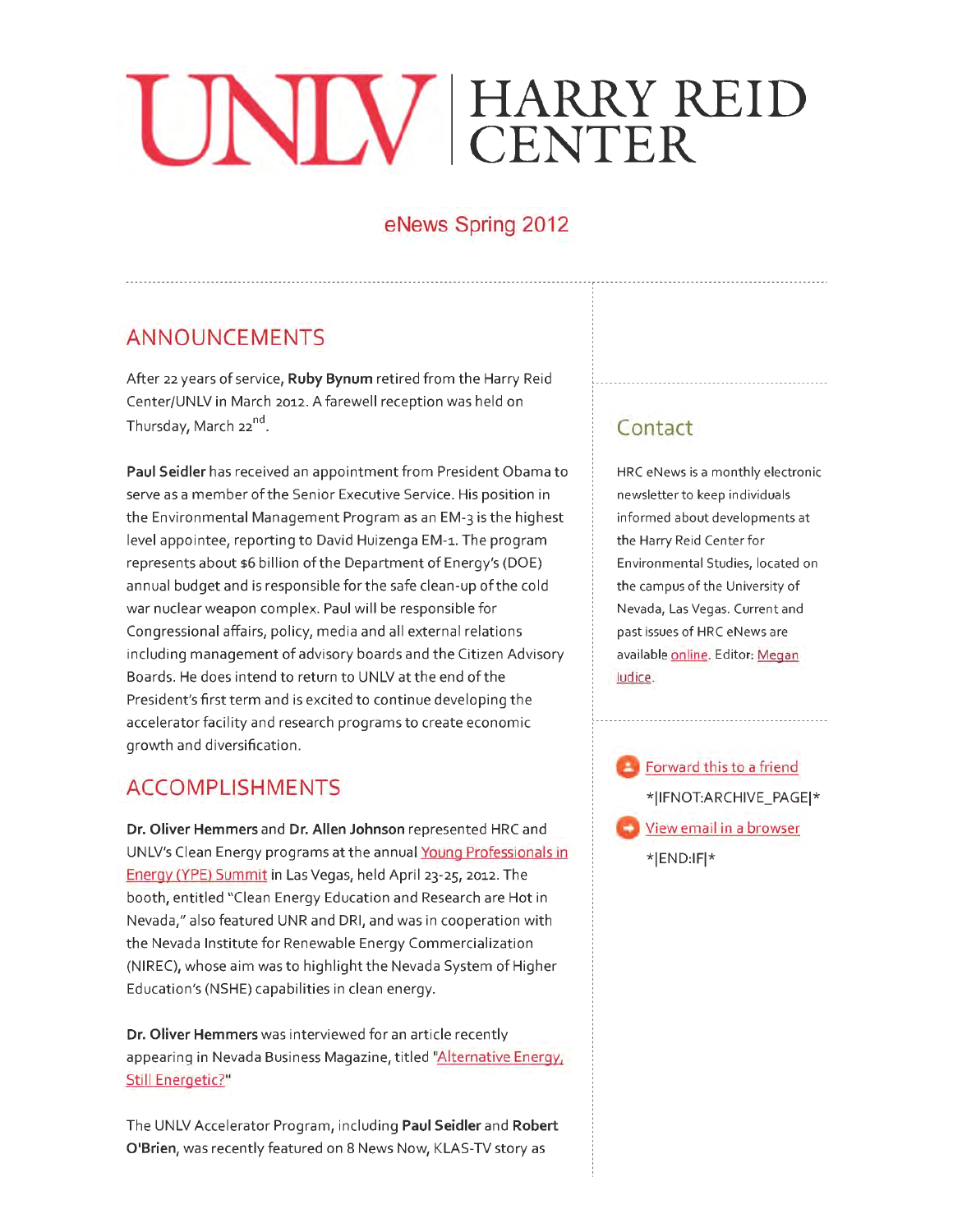# UNLV | HARRY REID CENTER

## eNews Spring 2012

## ANNOUNCEMENTS

After 22 years of service, **Ruby Bynum** retired from the Harry Reid Center/UNLV in March 2012. A farewell reception was held on Thursday, March 22nd.

**Paul Seidler** has received an appointment from President Obama to serve as a member of the Senior Executive Service. His position in the Environmental Management Program as an EM-3 is the highest level appointee, reporting to David Huizenga EM-1. The program represents about $6 billion of the Department of Energy's (DOE) annual budget and is responsible for the safe clean-up of the cold war nuclear weapon complex. Paul will be responsible for Congressional affairs, policy, media and all external relations including management of advisory boards and the Citizen Advisory Boards. He does intend to return to UNLV at the end of the President's first term and is excited to continue developing the accelerator facility and research programs to create economic growth and diversification.

## ACCOMPLISHMENTS

**Dr. Oliver Hemmers** and **Dr. Allen Johnson** represented HRC and UNLV's Clean Energy programs at the annual Young Professionals in Energy (YPE) Summit in Las Vegas, held April 23-25, 2012. The booth, entitled "Clean Energy Education and Research are Hot in Nevada," also featured UNR and DRI, and was in cooperation with the Nevada Institute for Renewable Energy Commercialization (NIREC), whose aim was to highlight the Nevada System of Higher Education's (NSHE) capabilities in clean energy.

**Dr. Oliver Hemmers** was interviewed for an article recently appearing in Nevada Business Magazine, titled "Alternative Energy, Still Energetic?"

The UNLV Accelerator Program, including **Paul Seidler** and **Robert O'Brien**, was recently featured on 8 News Now, KLAS-TV story as

## Contact

HRC eNews is a monthly electronic newsletter to keep individuals informed about developments at the Harry Reid Center for Environmental Studies, located on the campus of the University of Nevada, Las Vegas. Current and past issues of HRC eNews are available online. Editor: Megan Iudice.

Forward this to a friend

*|IFNOT:ARCHIVE_PAGE|*

View email in a browser

*|END:IF|*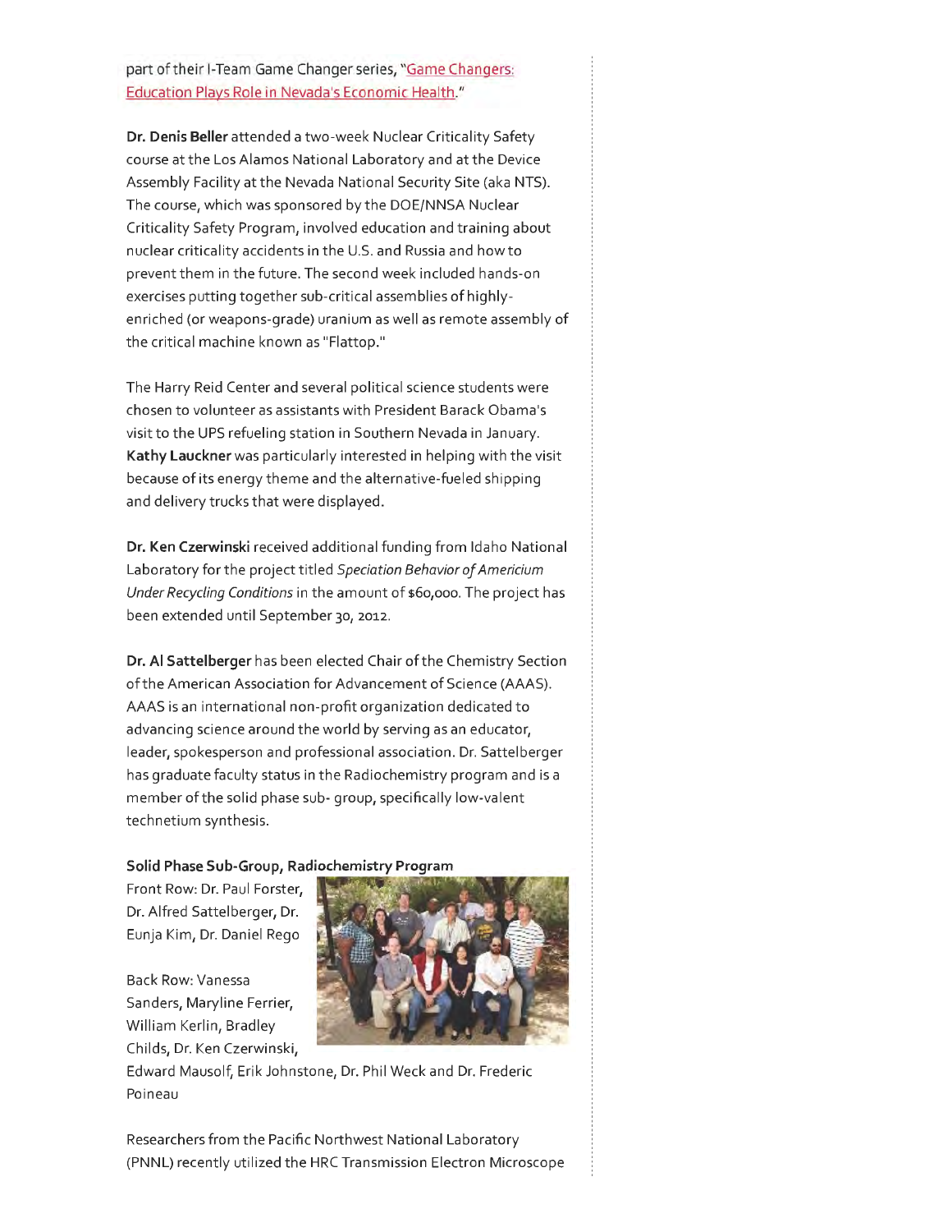part of their I-Team Game Changer series, "Game Changers: Education Plays Role in Nevada's Economic Health."

**Dr. Denis Beller** attended a two-week Nuclear Criticality Safety course at the Los Alamos National Laboratory and at the Device Assembly Facility at the Nevada National Security Site (aka NTS). The course, which was sponsored by the DOE/NNSA Nuclear Criticality Safety Program, involved education and training about nuclear criticality accidents in the U.S. and Russia and how to prevent them in the future. The second week included hands-on exercises putting together sub-critical assemblies of highly-enriched (or weapons-grade) uranium as well as remote assembly of the critical machine known as "Flattop."

The Harry Reid Center and several political science students were chosen to volunteer as assistants with President Barack Obama's visit to the UPS refueling station in Southern Nevada in January. **Kathy Lauckner** was particularly interested in helping with the visit because of its energy theme and the alternative-fueled shipping and delivery trucks that were displayed.

**Dr. Ken Czerwinski** received additional funding from Idaho National Laboratory for the project titled *Speciation Behavior of Americium Under Recycling Conditions* in the amount of $60,000. The project has been extended until September 30, 2012.

**Dr. Al Sattelberger** has been elected Chair of the Chemistry Section of the American Association for Advancement of Science (AAAS). AAAS is an international non-profit organization dedicated to advancing science around the world by serving as an educator, leader, spokesperson and professional association. Dr. Sattelberger has graduate faculty status in the Radiochemistry program and is a member of the solid phase sub- group, specifically low-valent technetium synthesis.

**Solid Phase Sub-Group, Radiochemistry Program**

Front Row: Dr. Paul Forster, Dr. Alfred Sattelberger, Dr. Eunja Kim, Dr. Daniel Rego

Back Row: Vanessa Sanders, Maryline Ferrier, William Kerlin, Bradley Childs, Dr. Ken Czerwinski, Edward Mausolf, Erik Johnstone, Dr. Phil Weck and Dr. Frederic Poineau

Researchers from the Pacific Northwest National Laboratory (PNNL) recently utilized the HRC Transmission Electron Microscope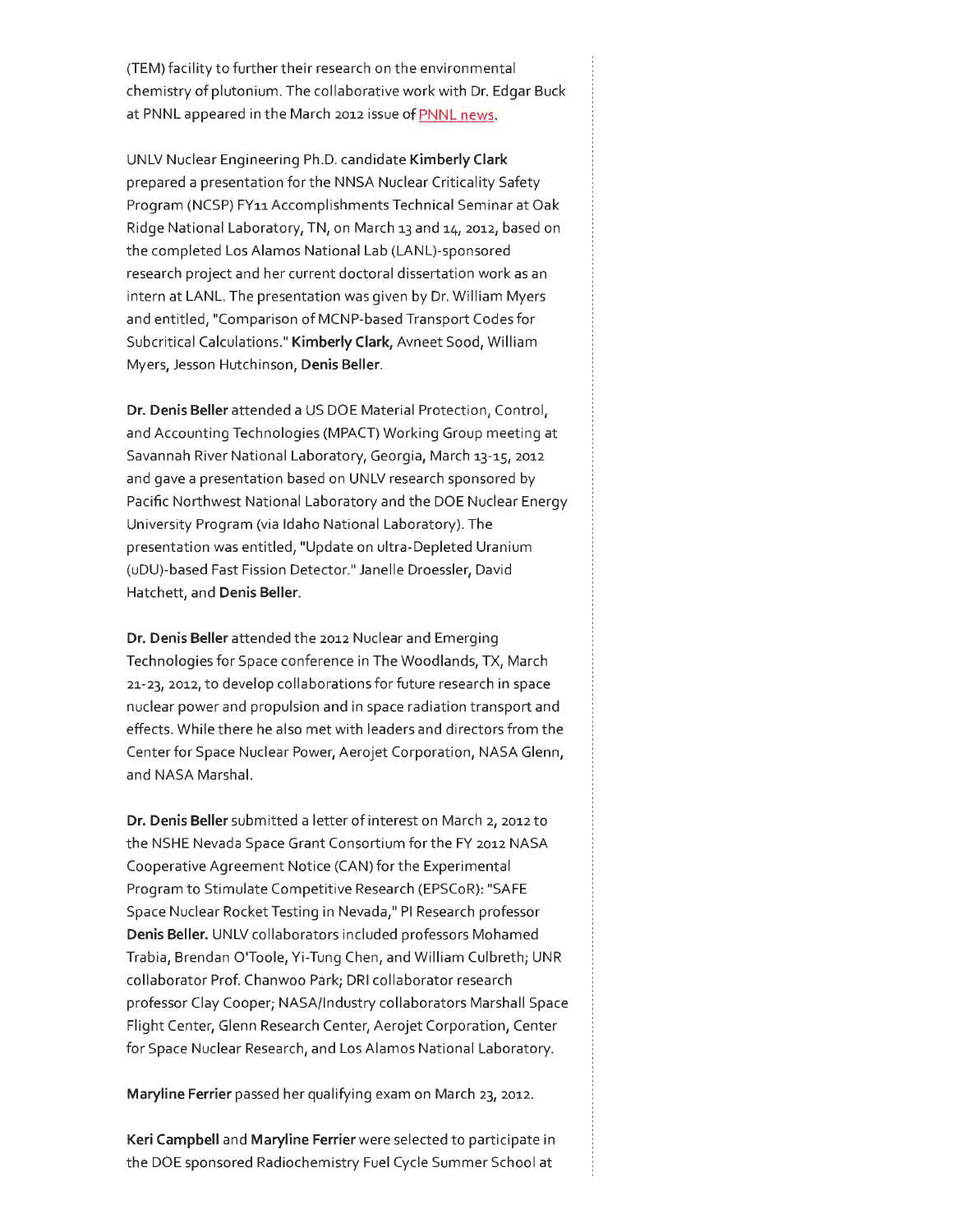(TEM) facility to further their research on the environmental chemistry of plutonium. The collaborative work with Dr. Edgar Buck at PNNL appeared in the March 2012 issue of PNNL news.

UNLV Nuclear Engineering Ph.D. candidate **Kimberly Clark** prepared a presentation for the NNSA Nuclear Criticality Safety Program (NCSP) FY11 Accomplishments Technical Seminar at Oak Ridge National Laboratory, TN, on March 13 and 14, 2012, based on the completed Los Alamos National Lab (LANL)-sponsored research project and her current doctoral dissertation work as an intern at LANL. The presentation was given by Dr. William Myers and entitled, "Comparison of MCNP-based Transport Codes for Subcritical Calculations." **Kimberly Clark**, Avneet Sood, William Myers, Jesson Hutchinson, **Denis Beller**.

**Dr. Denis Beller** attended a US DOE Material Protection, Control, and Accounting Technologies (MPACT) Working Group meeting at Savannah River National Laboratory, Georgia, March 13-15, 2012 and gave a presentation based on UNLV research sponsored by Pacific Northwest National Laboratory and the DOE Nuclear Energy University Program (via Idaho National Laboratory). The presentation was entitled, "Update on ultra-Depleted Uranium (uDU)-based Fast Fission Detector." Janelle Droessler, David Hatchett, and **Denis Beller**.

**Dr. Denis Beller** attended the 2012 Nuclear and Emerging Technologies for Space conference in The Woodlands, TX, March 21-23, 2012, to develop collaborations for future research in space nuclear power and propulsion and in space radiation transport and effects. While there he also met with leaders and directors from the Center for Space Nuclear Power, Aerojet Corporation, NASA Glenn, and NASA Marshal.

**Dr. Denis Beller** submitted a letter of interest on March 2, 2012 to the NSHE Nevada Space Grant Consortium for the FY 2012 NASA Cooperative Agreement Notice (CAN) for the Experimental Program to Stimulate Competitive Research (EPSCoR): "SAFE Space Nuclear Rocket Testing in Nevada," PI Research professor **Denis Beller.** UNLV collaborators included professors Mohamed Trabia, Brendan O'Toole, Yi-Tung Chen, and William Culbreth; UNR collaborator Prof. Chanwoo Park; DRI collaborator research professor Clay Cooper; NASA/Industry collaborators Marshall Space Flight Center, Glenn Research Center, Aerojet Corporation, Center for Space Nuclear Research, and Los Alamos National Laboratory.

**Maryline Ferrier** passed her qualifying exam on March 23, 2012.

**Keri Campbell** and **Maryline Ferrier** were selected to participate in the DOE sponsored Radiochemistry Fuel Cycle Summer School at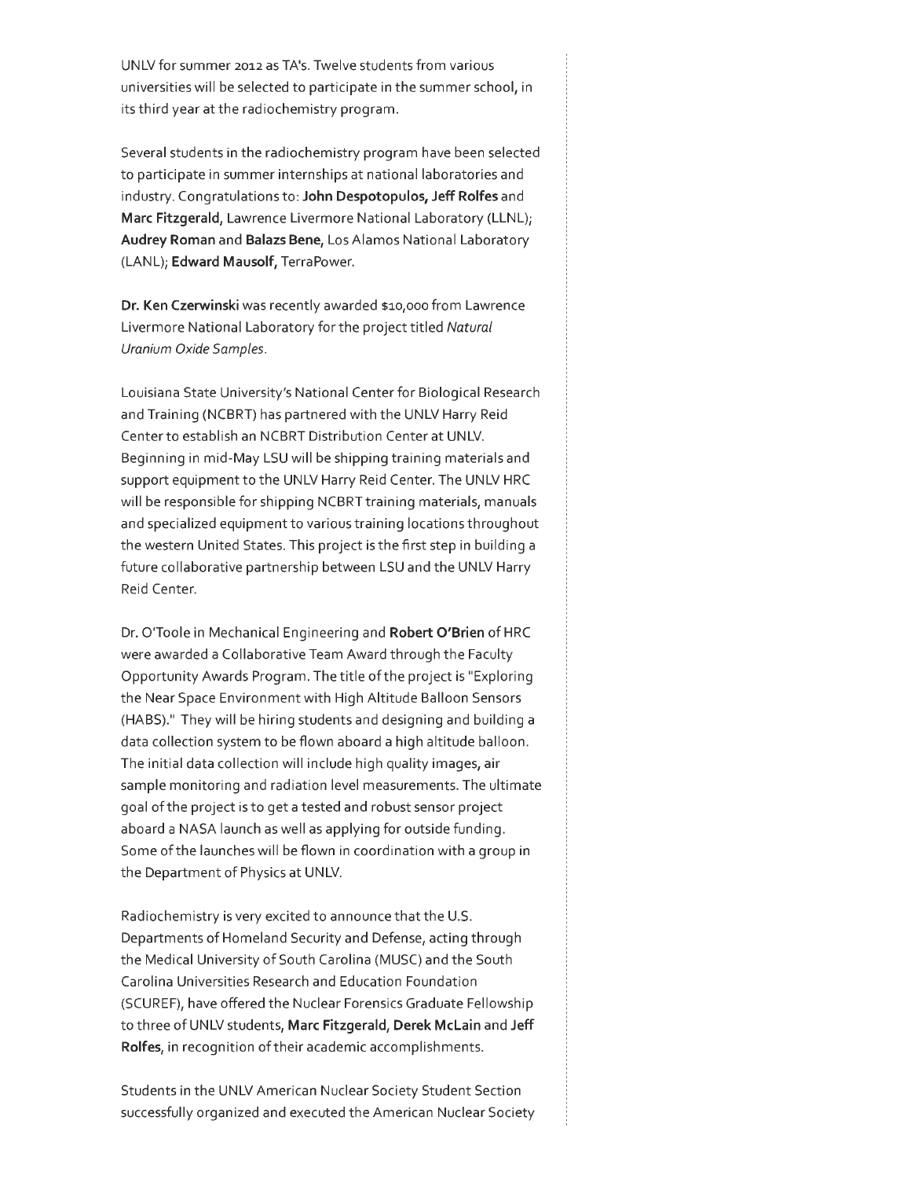UNLV for summer 2012 as TA's. Twelve students from various universities will be selected to participate in the summer school, in its third year at the radiochemistry program.

Several students in the radiochemistry program have been selected to participate in summer internships at national laboratories and industry. Congratulations to: **John Despotopulos, Jeff Rolfes** and **Marc Fitzgerald**, Lawrence Livermore National Laboratory (LLNL); **Audrey Roman** and **Balazs Bene**, Los Alamos National Laboratory (LANL); **Edward Mausolf**, TerraPower.

**Dr. Ken Czerwinski** was recently awarded $10,000 from Lawrence Livermore National Laboratory for the project titled *Natural Uranium Oxide Samples*.

Louisiana State University's National Center for Biological Research and Training (NCBRT) has partnered with the UNLV Harry Reid Center to establish an NCBRT Distribution Center at UNLV. Beginning in mid-May LSU will be shipping training materials and support equipment to the UNLV Harry Reid Center. The UNLV HRC will be responsible for shipping NCBRT training materials, manuals and specialized equipment to various training locations throughout the western United States. This project is the first step in building a future collaborative partnership between LSU and the UNLV Harry Reid Center.

Dr. O'Toole in Mechanical Engineering and **Robert O'Brien** of HRC were awarded a Collaborative Team Award through the Faculty Opportunity Awards Program. The title of the project is "Exploring the Near Space Environment with High Altitude Balloon Sensors (HABS)." They will be hiring students and designing and building a data collection system to be flown aboard a high altitude balloon. The initial data collection will include high quality images, air sample monitoring and radiation level measurements. The ultimate goal of the project is to get a tested and robust sensor project aboard a NASA launch as well as applying for outside funding. Some of the launches will be flown in coordination with a group in the Department of Physics at UNLV.

Radiochemistry is very excited to announce that the U.S. Departments of Homeland Security and Defense, acting through the Medical University of South Carolina (MUSC) and the South Carolina Universities Research and Education Foundation (SCUREF), have offered the Nuclear Forensics Graduate Fellowship to three of UNLV students, **Marc Fitzgerald, Derek McLain** and **Jeff Rolfes**, in recognition of their academic accomplishments.

Students in the UNLV American Nuclear Society Student Section successfully organized and executed the American Nuclear Society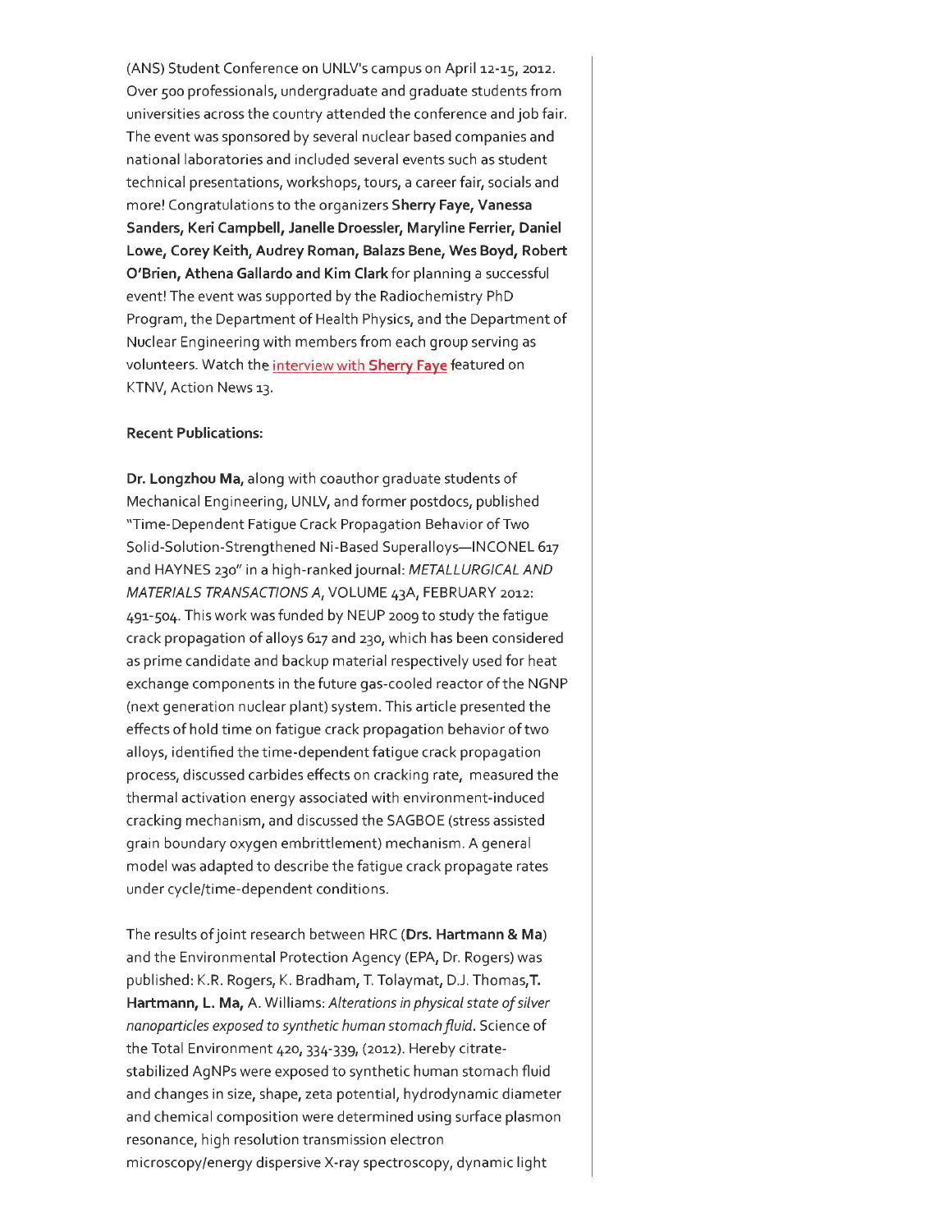(ANS) Student Conference on UNLV's campus on April 12-15, 2012. Over 500 professionals, undergraduate and graduate students from universities across the country attended the conference and job fair. The event was sponsored by several nuclear based companies and national laboratories and included several events such as student technical presentations, workshops, tours, a career fair, socials and more! Congratulations to the organizers **Sherry Faye, Vanessa Sanders, Keri Campbell, Janelle Droessler, Maryline Ferrier, Daniel Lowe, Corey Keith, Audrey Roman, Balazs Bene, Wes Boyd, Robert O'Brien, Athena Gallardo and Kim Clark** for planning a successful event! The event was supported by the Radiochemistry PhD Program, the Department of Health Physics, and the Department of Nuclear Engineering with members from each group serving as volunteers. Watch the interview with **Sherry Faye** featured on KTNV, Action News 13.

**Recent Publications:**

**Dr. Longzhou Ma,** along with coauthor graduate students of Mechanical Engineering, UNLV, and former postdocs, published "Time-Dependent Fatigue Crack Propagation Behavior of Two Solid-Solution-Strengthened Ni-Based Superalloys—INCONEL 617 and HAYNES 230" in a high-ranked journal: *METALLURGICAL AND MATERIALS TRANSACTIONS A*, VOLUME 43A, FEBRUARY 2012: 491-504. This work was funded by NEUP 2009 to study the fatigue crack propagation of alloys 617 and 230, which has been considered as prime candidate and backup material respectively used for heat exchange components in the future gas-cooled reactor of the NGNP (next generation nuclear plant) system. This article presented the effects of hold time on fatigue crack propagation behavior of two alloys, identified the time-dependent fatigue crack propagation process, discussed carbides effects on cracking rate, measured the thermal activation energy associated with environment-induced cracking mechanism, and discussed the SAGBOE (stress assisted grain boundary oxygen embrittlement) mechanism. A general model was adapted to describe the fatigue crack propagate rates under cycle/time-dependent conditions.

The results of joint research between HRC (**Drs. Hartmann & Ma**) and the Environmental Protection Agency (EPA, Dr. Rogers) was published: K.R. Rogers, K. Bradham, T. Tolaymat, D.J. Thomas, **T. Hartmann, L. Ma,** A. Williams: *Alterations in physical state of silver nanoparticles exposed to synthetic human stomach fluid*. Science of the Total Environment 420, 334-339, (2012). Hereby citrate-stabilized AgNPs were exposed to synthetic human stomach fluid and changes in size, shape, zeta potential, hydrodynamic diameter and chemical composition were determined using surface plasmon resonance, high resolution transmission electron microscopy/energy dispersive X-ray spectroscopy, dynamic light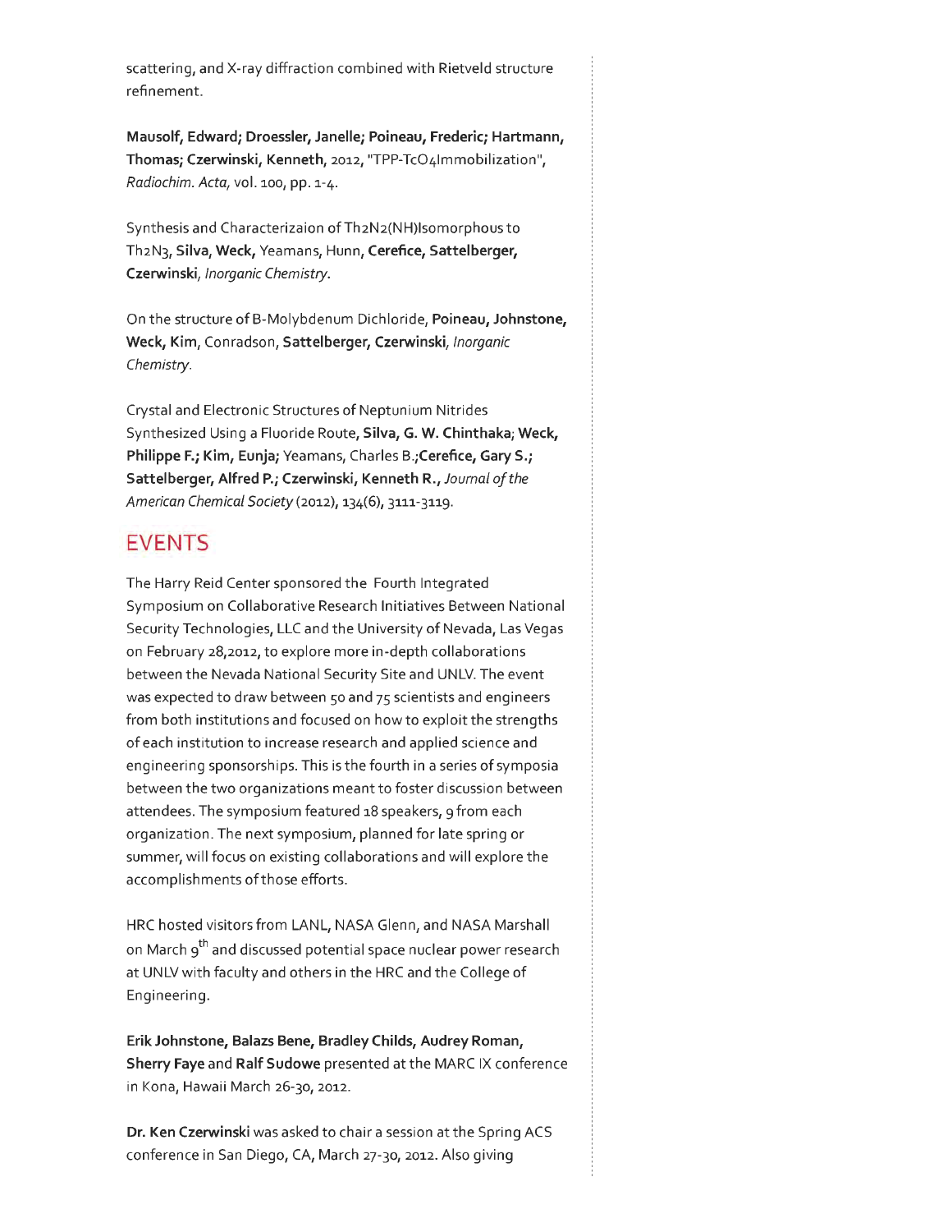scattering, and X-ray diffraction combined with Rietveld structure refinement.

**Mausolf, Edward; Droessler, Janelle; Poineau, Frederic; Hartmann, Thomas; Czerwinski, Kenneth,** 2012, "TPP-$TcO_4$Immobilization", *Radiochim. Acta*, vol. 100, pp. 1-4.

Synthesis and Characterizaion of $Th_2N_2(NH)$Isomorphous to $Th_2N_3$, **Silva, Weck,** Yeamans, Hunn, **Cerefice, Sattelberger, Czerwinski**, *Inorganic Chemistry*.

On the structure of B-Molybdenum Dichloride, **Poineau, Johnstone, Weck, Kim**, Conradson, **Sattelberger, Czerwinski**, *Inorganic Chemistry*.

Crystal and Electronic Structures of Neptunium Nitrides Synthesized Using a Fluoride Route, **Silva, G. W. Chinthaka**; **Weck, Philippe F.; Kim, Eunja;** Yeamans, Charles B.;**Cerefice, Gary S.; Sattelberger, Alfred P.; Czerwinski, Kenneth R.,** *Journal of the American Chemical Society* (2012), 134(6), 3111-3119.

## EVENTS

The Harry Reid Center sponsored the Fourth Integrated Symposium on Collaborative Research Initiatives Between National Security Technologies, LLC and the University of Nevada, Las Vegas on February 28,2012, to explore more in-depth collaborations between the Nevada National Security Site and UNLV. The event was expected to draw between 50 and 75 scientists and engineers from both institutions and focused on how to exploit the strengths of each institution to increase research and applied science and engineering sponsorships. This is the fourth in a series of symposia between the two organizations meant to foster discussion between attendees. The symposium featured 18 speakers, 9 from each organization. The next symposium, planned for late spring or summer, will focus on existing collaborations and will explore the accomplishments of those efforts.

HRC hosted visitors from LANL, NASA Glenn, and NASA Marshall on March 9th and discussed potential space nuclear power research at UNLV with faculty and others in the HRC and the College of Engineering.

**Erik Johnstone, Balazs Bene, Bradley Childs, Audrey Roman, Sherry Faye** and **Ralf Sudowe** presented at the MARC IX conference in Kona, Hawaii March 26-30, 2012.

**Dr. Ken Czerwinski** was asked to chair a session at the Spring ACS conference in San Diego, CA, March 27-30, 2012. Also giving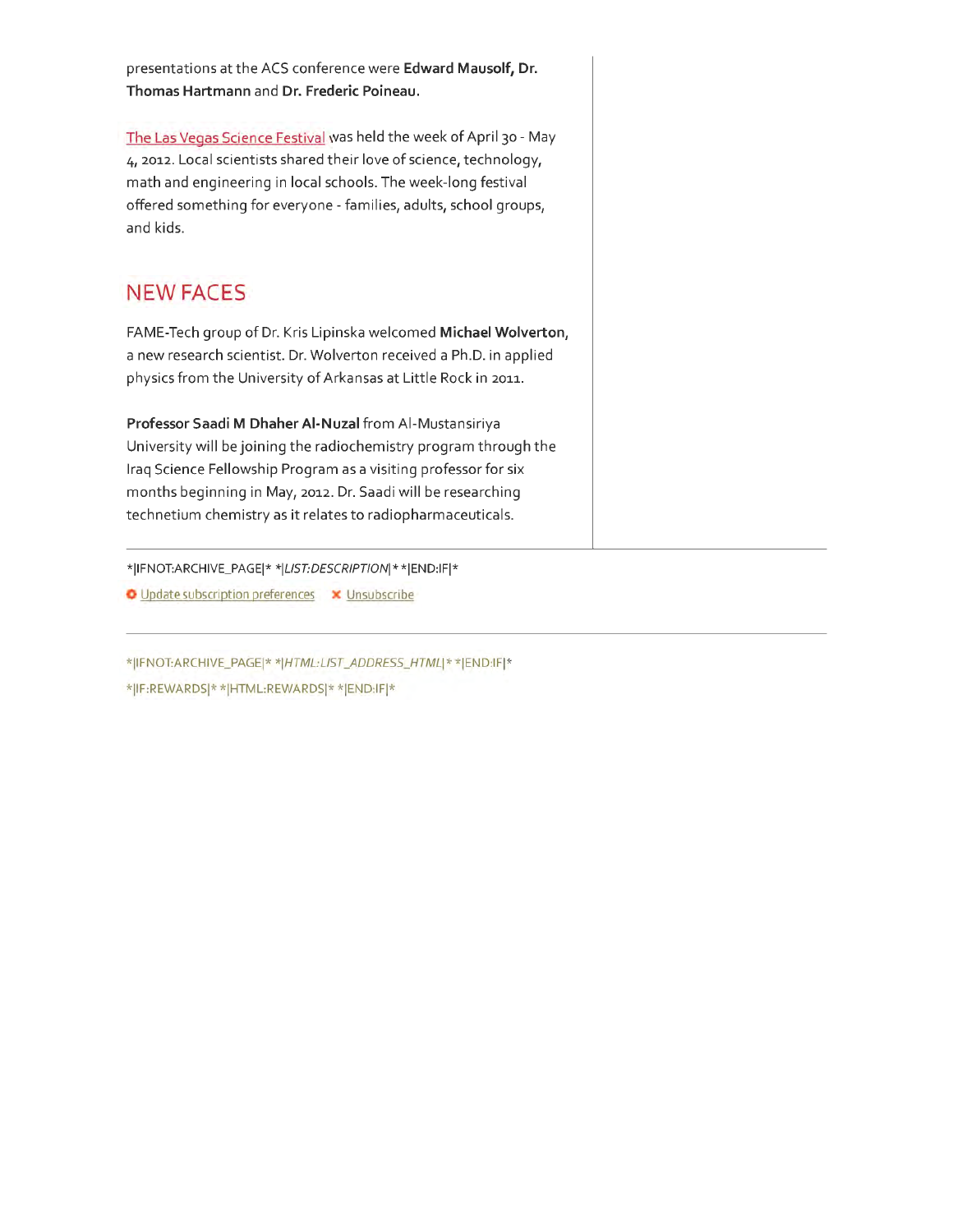presentations at the ACS conference were **Edward Mausolf, Dr. Thomas Hartmann** and **Dr. Frederic Poineau.**

The Las Vegas Science Festival was held the week of April 30 - May 4, 2012. Local scientists shared their love of science, technology, math and engineering in local schools. The week-long festival offered something for everyone - families, adults, school groups, and kids.

## NEW FACES

FAME-Tech group of Dr. Kris Lipinska welcomed **Michael Wolverton**, a new research scientist. Dr. Wolverton received a Ph.D. in applied physics from the University of Arkansas at Little Rock in 2011.

**Professor Saadi M Dhaher Al-Nuzal** from Al-Mustansiriya University will be joining the radiochemistry program through the Iraq Science Fellowship Program as a visiting professor for six months beginning in May, 2012. Dr. Saadi will be researching technetium chemistry as it relates to radiopharmaceuticals.

---

*|IFNOT:ARCHIVE_PAGE|* *|*LIST:DESCRIPTION*|* *|END:IF|*

Update subscription preferences    Unsubscribe

---

*|IFNOT:ARCHIVE_PAGE|* *|*HTML:LIST_ADDRESS_HTML*|* *|END:IF|*

*|IF:REWARDS|* *|HTML:REWARDS|* *|END:IF|*